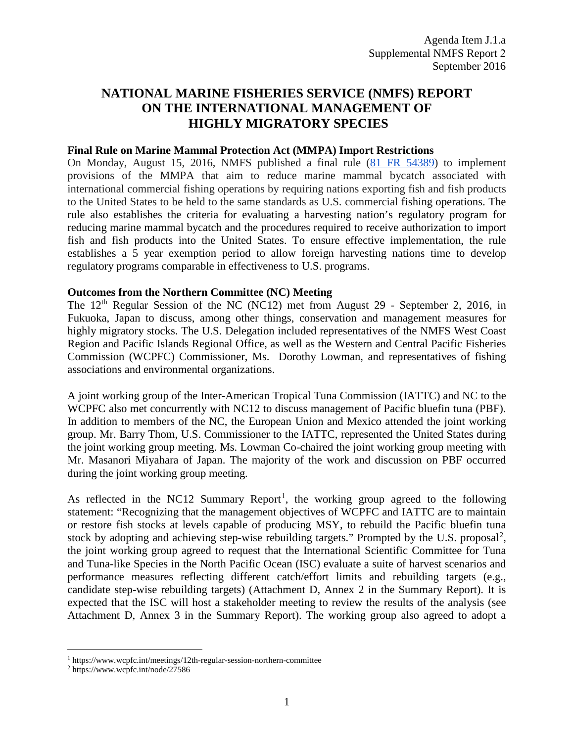Agenda Item J.1.a
Supplemental NMFS Report 2
September 2016

# NATIONAL MARINE FISHERIES SERVICE (NMFS) REPORT ON THE INTERNATIONAL MANAGEMENT OF HIGHLY MIGRATORY SPECIES

## Final Rule on Marine Mammal Protection Act (MMPA) Import Restrictions

On Monday, August 15, 2016, NMFS published a final rule (81 FR 54389) to implement provisions of the MMPA that aim to reduce marine mammal bycatch associated with international commercial fishing operations by requiring nations exporting fish and fish products to the United States to be held to the same standards as U.S. commercial fishing operations. The rule also establishes the criteria for evaluating a harvesting nation's regulatory program for reducing marine mammal bycatch and the procedures required to receive authorization to import fish and fish products into the United States. To ensure effective implementation, the rule establishes a 5 year exemption period to allow foreign harvesting nations time to develop regulatory programs comparable in effectiveness to U.S. programs.

## Outcomes from the Northern Committee (NC) Meeting

The 12th Regular Session of the NC (NC12) met from August 29 - September 2, 2016, in Fukuoka, Japan to discuss, among other things, conservation and management measures for highly migratory stocks. The U.S. Delegation included representatives of the NMFS West Coast Region and Pacific Islands Regional Office, as well as the Western and Central Pacific Fisheries Commission (WCPFC) Commissioner, Ms. Dorothy Lowman, and representatives of fishing associations and environmental organizations.

A joint working group of the Inter-American Tropical Tuna Commission (IATTC) and NC to the WCPFC also met concurrently with NC12 to discuss management of Pacific bluefin tuna (PBF). In addition to members of the NC, the European Union and Mexico attended the joint working group. Mr. Barry Thom, U.S. Commissioner to the IATTC, represented the United States during the joint working group meeting. Ms. Lowman Co-chaired the joint working group meeting with Mr. Masanori Miyahara of Japan. The majority of the work and discussion on PBF occurred during the joint working group meeting.

As reflected in the NC12 Summary Report[1], the working group agreed to the following statement: "Recognizing that the management objectives of WCPFC and IATTC are to maintain or restore fish stocks at levels capable of producing MSY, to rebuild the Pacific bluefin tuna stock by adopting and achieving step-wise rebuilding targets." Prompted by the U.S. proposal[2], the joint working group agreed to request that the International Scientific Committee for Tuna and Tuna-like Species in the North Pacific Ocean (ISC) evaluate a suite of harvest scenarios and performance measures reflecting different catch/effort limits and rebuilding targets (e.g., candidate step-wise rebuilding targets) (Attachment D, Annex 2 in the Summary Report). It is expected that the ISC will host a stakeholder meeting to review the results of the analysis (see Attachment D, Annex 3 in the Summary Report). The working group also agreed to adopt a

[1] https://www.wcpfc.int/meetings/12th-regular-session-northern-committee

[2] https://www.wcpfc.int/node/27586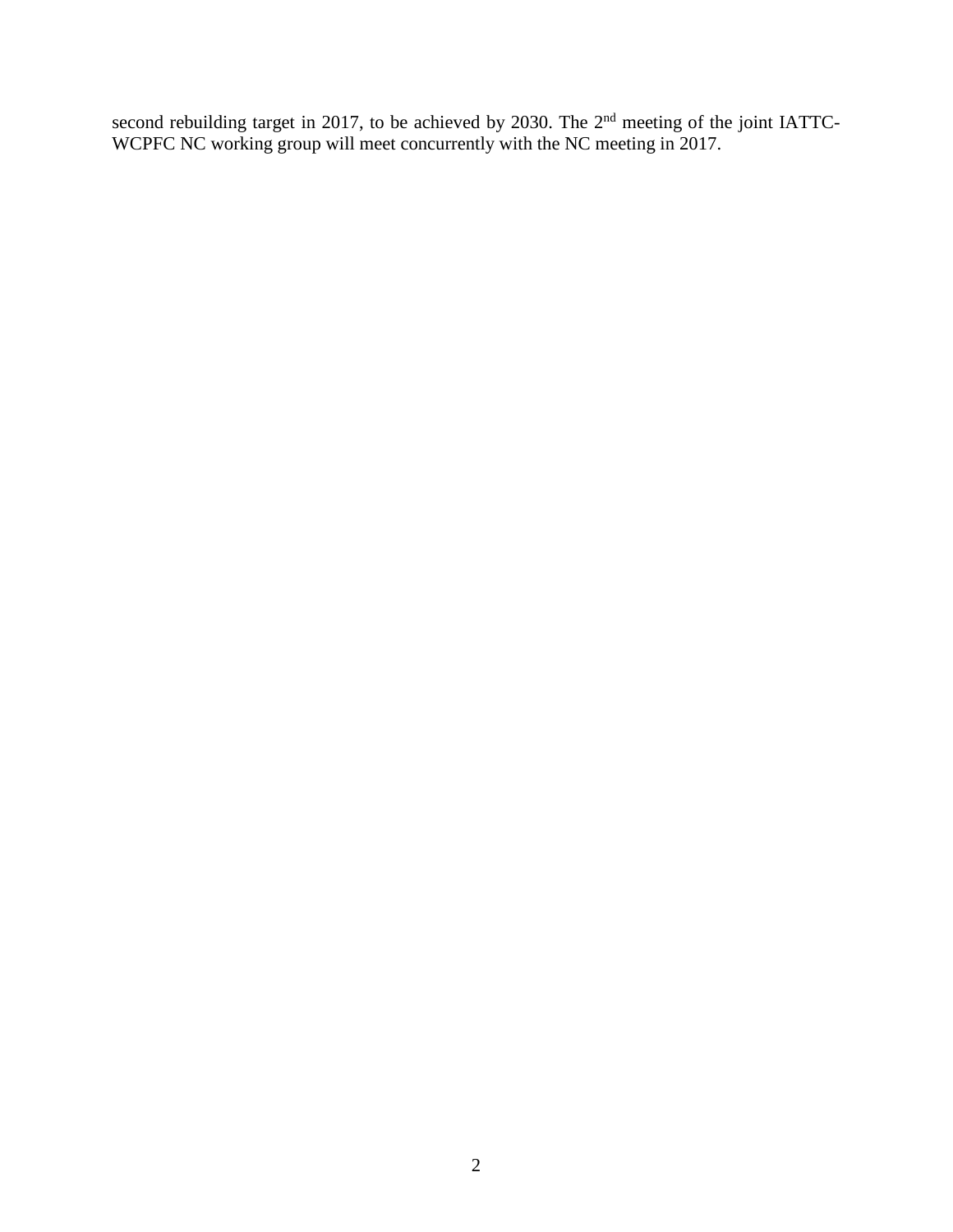second rebuilding target in 2017, to be achieved by 2030. The 2nd meeting of the joint IATTC-WCPFC NC working group will meet concurrently with the NC meeting in 2017.